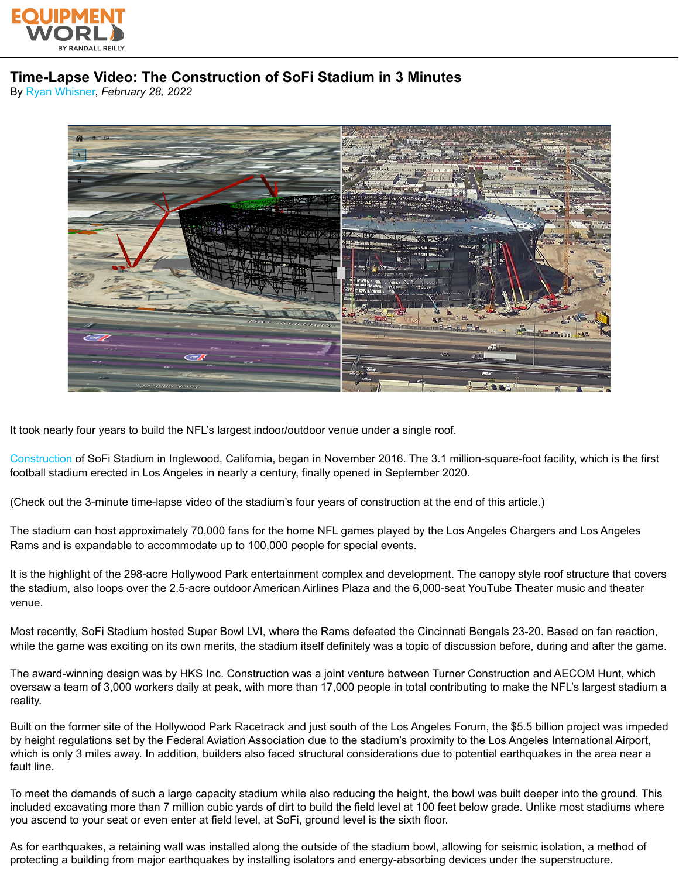# Time-Lapse Video: The Construction of SoFi Stadium in 3 Minutes

By Ryan Whisner, *February 28, 2022*

It took nearly four years to build the NFL's largest indoor/outdoor venue under a single roof.

Construction of SoFi Stadium in Inglewood, California, began in November 2016. The 3.1 million-square-foot facility, which is the first football stadium erected in Los Angeles in nearly a century, finally opened in September 2020.

(Check out the 3-minute time-lapse video of the stadium's four years of construction at the end of this article.)

The stadium can host approximately 70,000 fans for the home NFL games played by the Los Angeles Chargers and Los Angeles Rams and is expandable to accommodate up to 100,000 people for special events.

It is the highlight of the 298-acre Hollywood Park entertainment complex and development. The canopy style roof structure that covers the stadium, also loops over the 2.5-acre outdoor American Airlines Plaza and the 6,000-seat YouTube Theater music and theater venue.

Most recently, SoFi Stadium hosted Super Bowl LVI, where the Rams defeated the Cincinnati Bengals 23-20. Based on fan reaction, while the game was exciting on its own merits, the stadium itself definitely was a topic of discussion before, during and after the game.

The award-winning design was by HKS Inc. Construction was a joint venture between Turner Construction and AECOM Hunt, which oversaw a team of 3,000 workers daily at peak, with more than 17,000 people in total contributing to make the NFL's largest stadium a reality.

Built on the former site of the Hollywood Park Racetrack and just south of the Los Angeles Forum, the $5.5 billion project was impeded by height regulations set by the Federal Aviation Association due to the stadium's proximity to the Los Angeles International Airport, which is only 3 miles away. In addition, builders also faced structural considerations due to potential earthquakes in the area near a fault line.

To meet the demands of such a large capacity stadium while also reducing the height, the bowl was built deeper into the ground. This included excavating more than 7 million cubic yards of dirt to build the field level at 100 feet below grade. Unlike most stadiums where you ascend to your seat or even enter at field level, at SoFi, ground level is the sixth floor.

As for earthquakes, a retaining wall was installed along the outside of the stadium bowl, allowing for seismic isolation, a method of protecting a building from major earthquakes by installing isolators and energy-absorbing devices under the superstructure.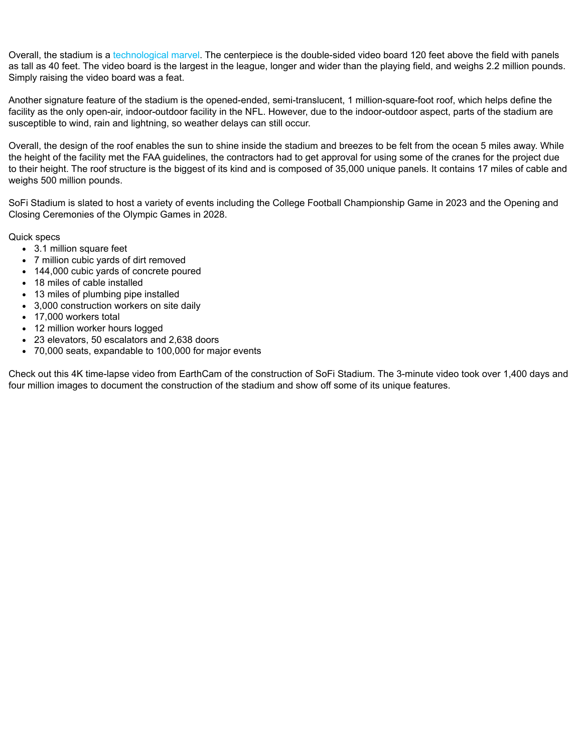Overall, the stadium is a technological marvel. The centerpiece is the double-sided video board 120 feet above the field with panels as tall as 40 feet. The video board is the largest in the league, longer and wider than the playing field, and weighs 2.2 million pounds. Simply raising the video board was a feat.

Another signature feature of the stadium is the opened-ended, semi-translucent, 1 million-square-foot roof, which helps define the facility as the only open-air, indoor-outdoor facility in the NFL. However, due to the indoor-outdoor aspect, parts of the stadium are susceptible to wind, rain and lightning, so weather delays can still occur.

Overall, the design of the roof enables the sun to shine inside the stadium and breezes to be felt from the ocean 5 miles away. While the height of the facility met the FAA guidelines, the contractors had to get approval for using some of the cranes for the project due to their height. The roof structure is the biggest of its kind and is composed of 35,000 unique panels. It contains 17 miles of cable and weighs 500 million pounds.

SoFi Stadium is slated to host a variety of events including the College Football Championship Game in 2023 and the Opening and Closing Ceremonies of the Olympic Games in 2028.

Quick specs

- 3.1 million square feet
- 7 million cubic yards of dirt removed
- 144,000 cubic yards of concrete poured
- 18 miles of cable installed
- 13 miles of plumbing pipe installed
- 3,000 construction workers on site daily
- 17,000 workers total
- 12 million worker hours logged
- 23 elevators, 50 escalators and 2,638 doors
- 70,000 seats, expandable to 100,000 for major events

Check out this 4K time-lapse video from EarthCam of the construction of SoFi Stadium. The 3-minute video took over 1,400 days and four million images to document the construction of the stadium and show off some of its unique features.